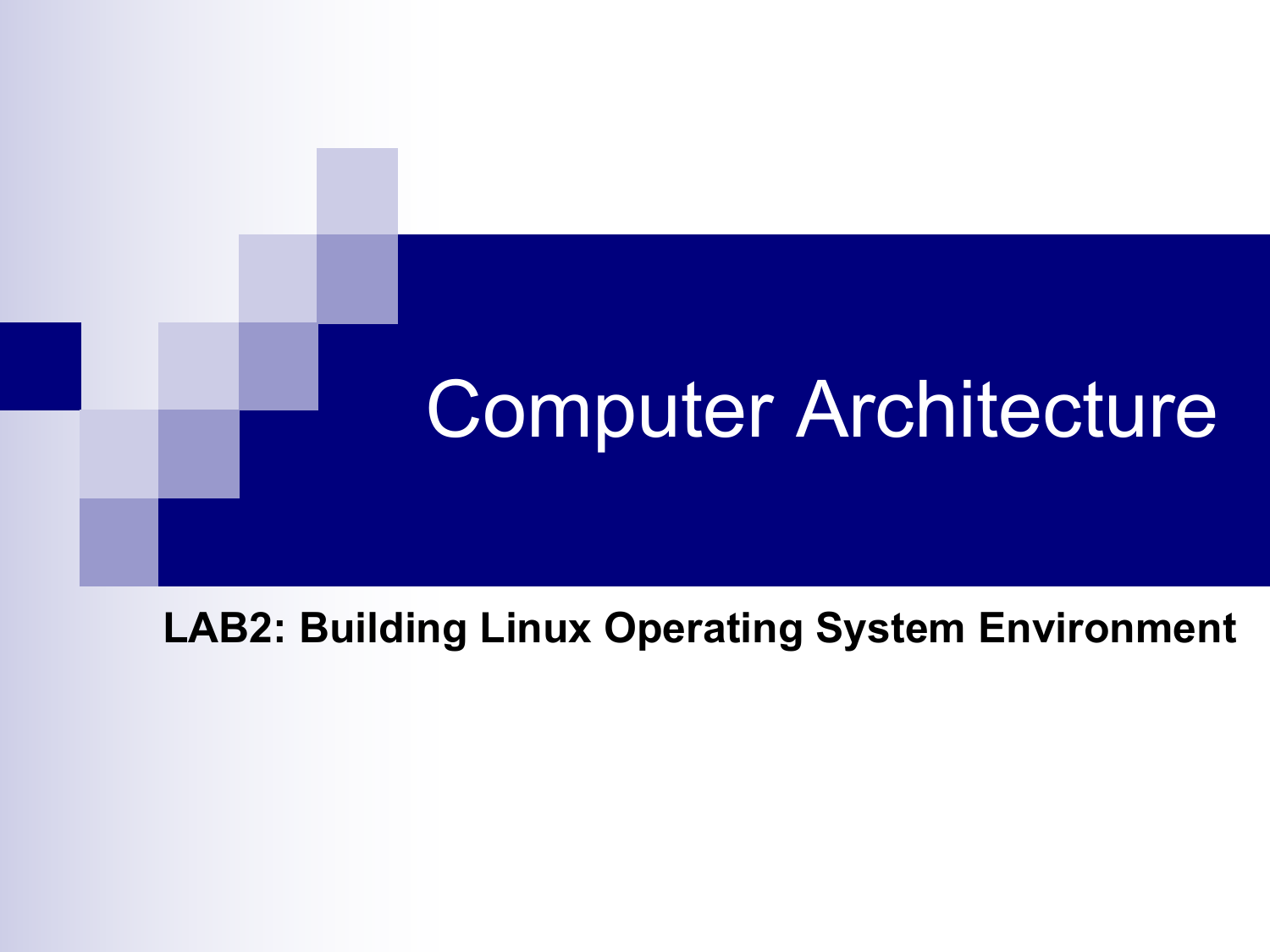# Computer Architecture

**LAB2: Building Linux Operating System Environment**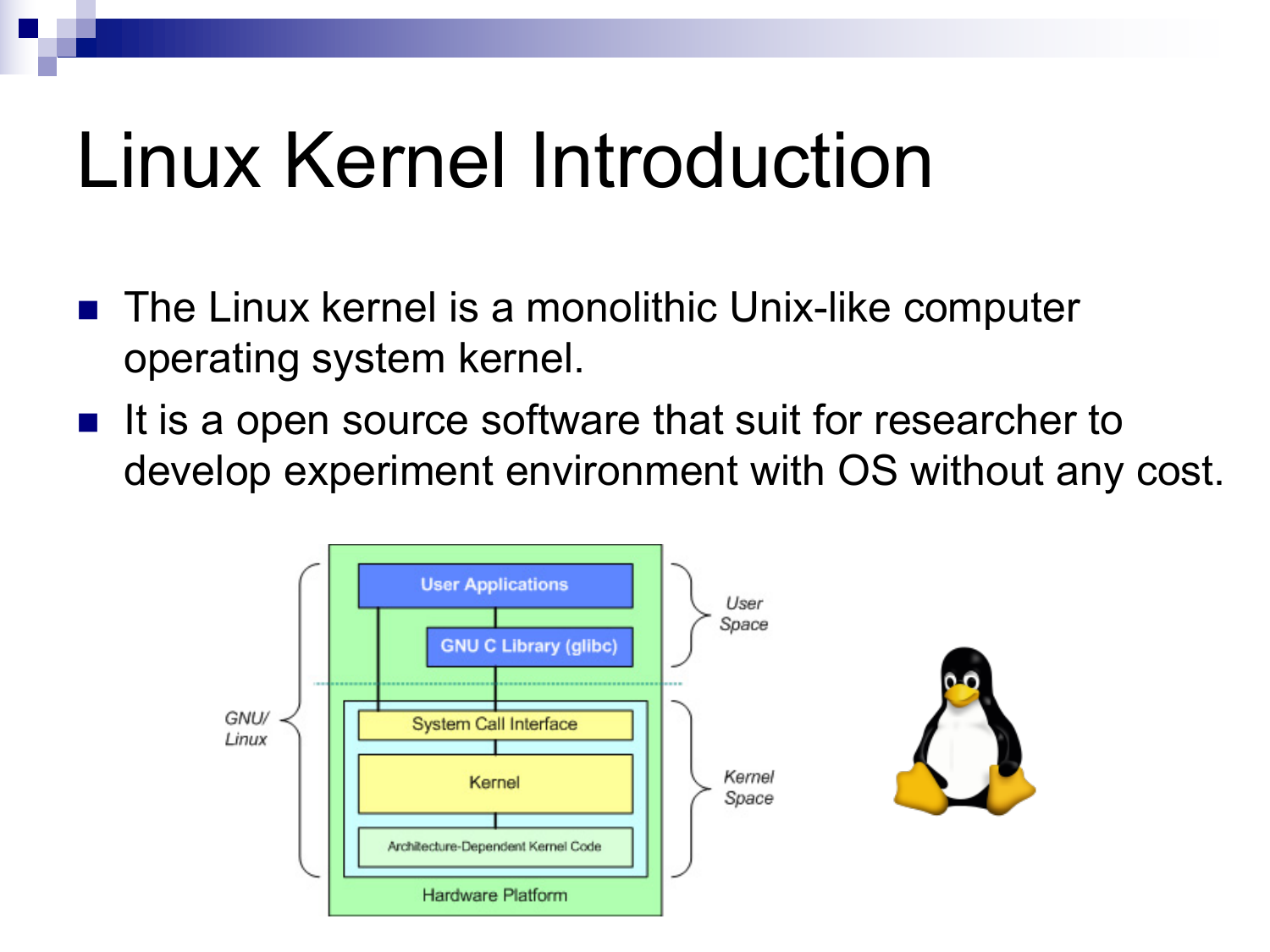# Linux Kernel Introduction

- The Linux kernel is a monolithic Unix-like computer operating system kernel.
- It is a open source software that suit for researcher to develop experiment environment with OS without any cost.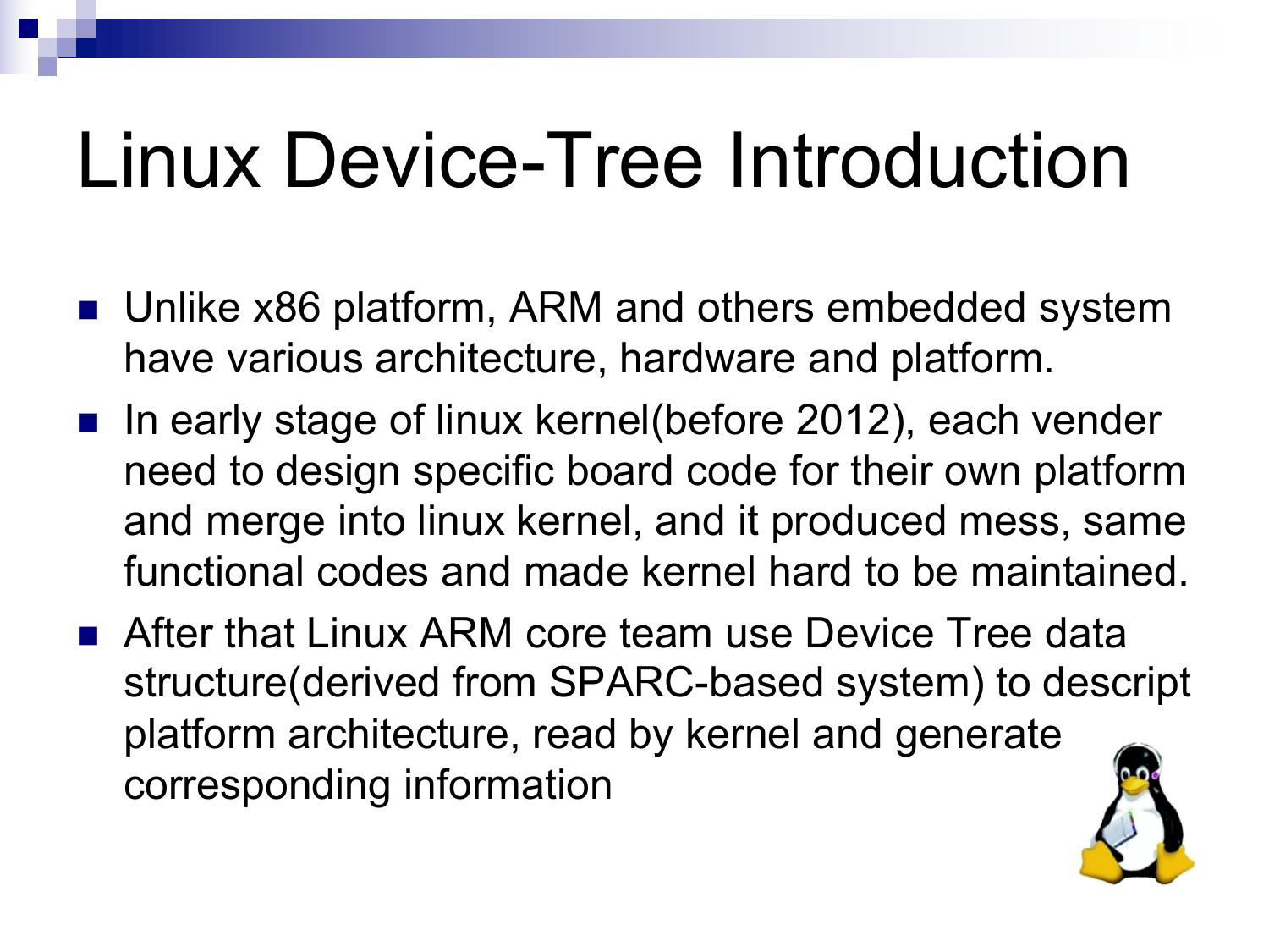# Linux Device-Tree Introduction

- Unlike x86 platform, ARM and others embedded system have various architecture, hardware and platform.
- In early stage of linux kernel(before 2012), each vender need to design specific board code for their own platform and merge into linux kernel, and it produced mess, same functional codes and made kernel hard to be maintained.
- After that Linux ARM core team use Device Tree data structure(derived from SPARC-based system) to descript platform architecture, read by kernel and generate corresponding information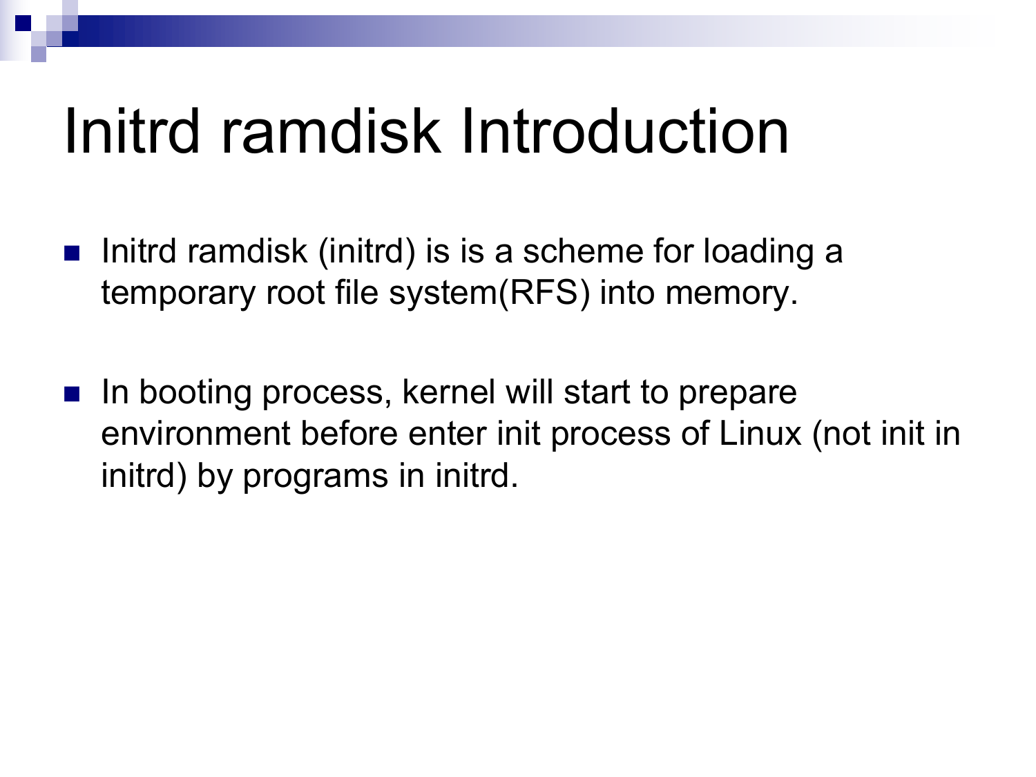# Initrd ramdisk Introduction

- Initrd ramdisk (initrd) is is a scheme for loading a temporary root file system(RFS) into memory.

- In booting process, kernel will start to prepare environment before enter init process of Linux (not init in initrd) by programs in initrd.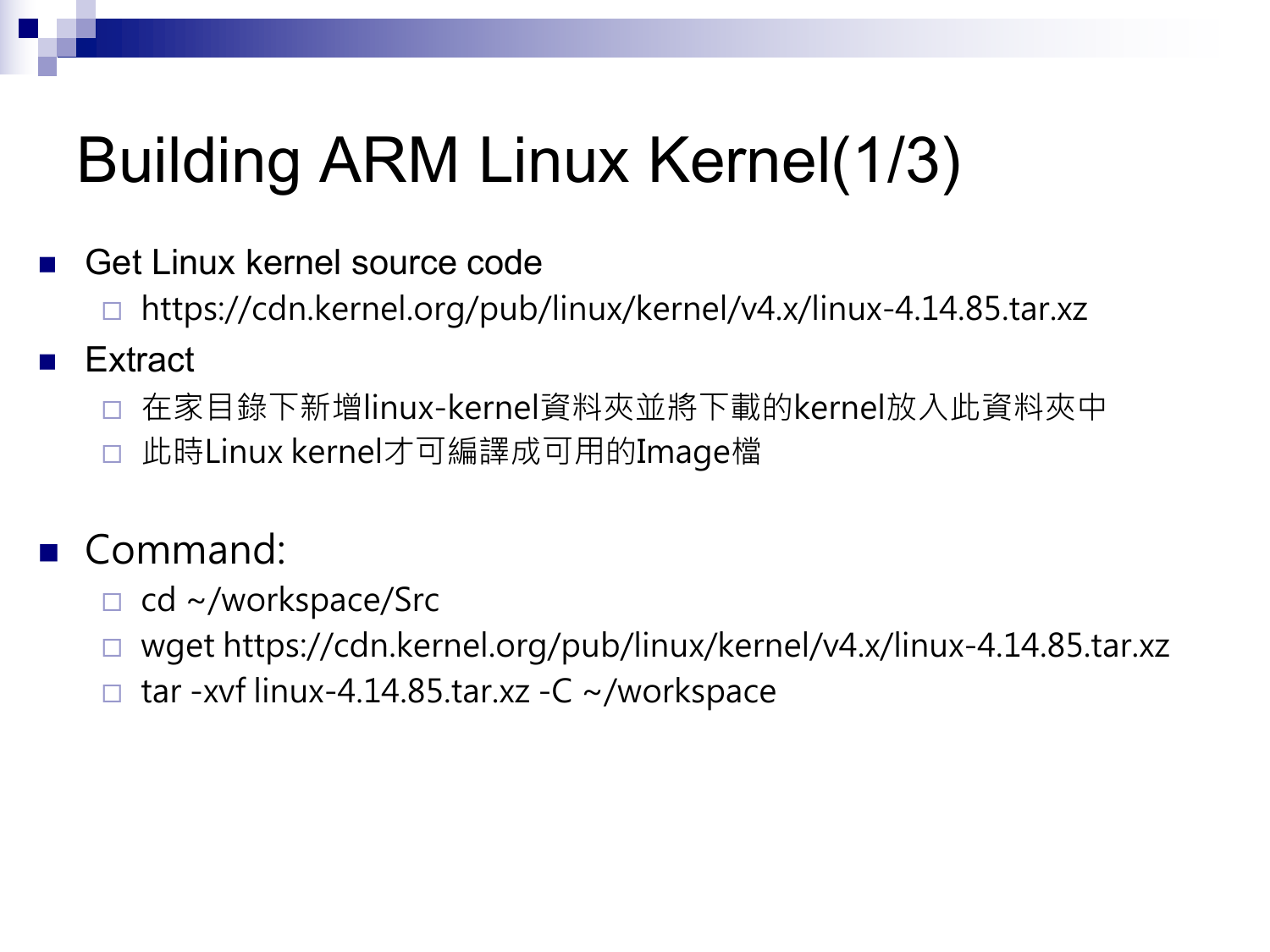# Building ARM Linux Kernel(1/3)

- Get Linux kernel source code
  - https://cdn.kernel.org/pub/linux/kernel/v4.x/linux-4.14.85.tar.xz
- Extract
  - 在家目錄下新增linux-kernel資料夾並將下載的kernel放入此資料夾中
  - 此時Linux kernel才可編譯成可用的Image檔
- Command:
  - cd ~/workspace/Src
  - wget https://cdn.kernel.org/pub/linux/kernel/v4.x/linux-4.14.85.tar.xz
  - tar -xvf linux-4.14.85.tar.xz -C ~/workspace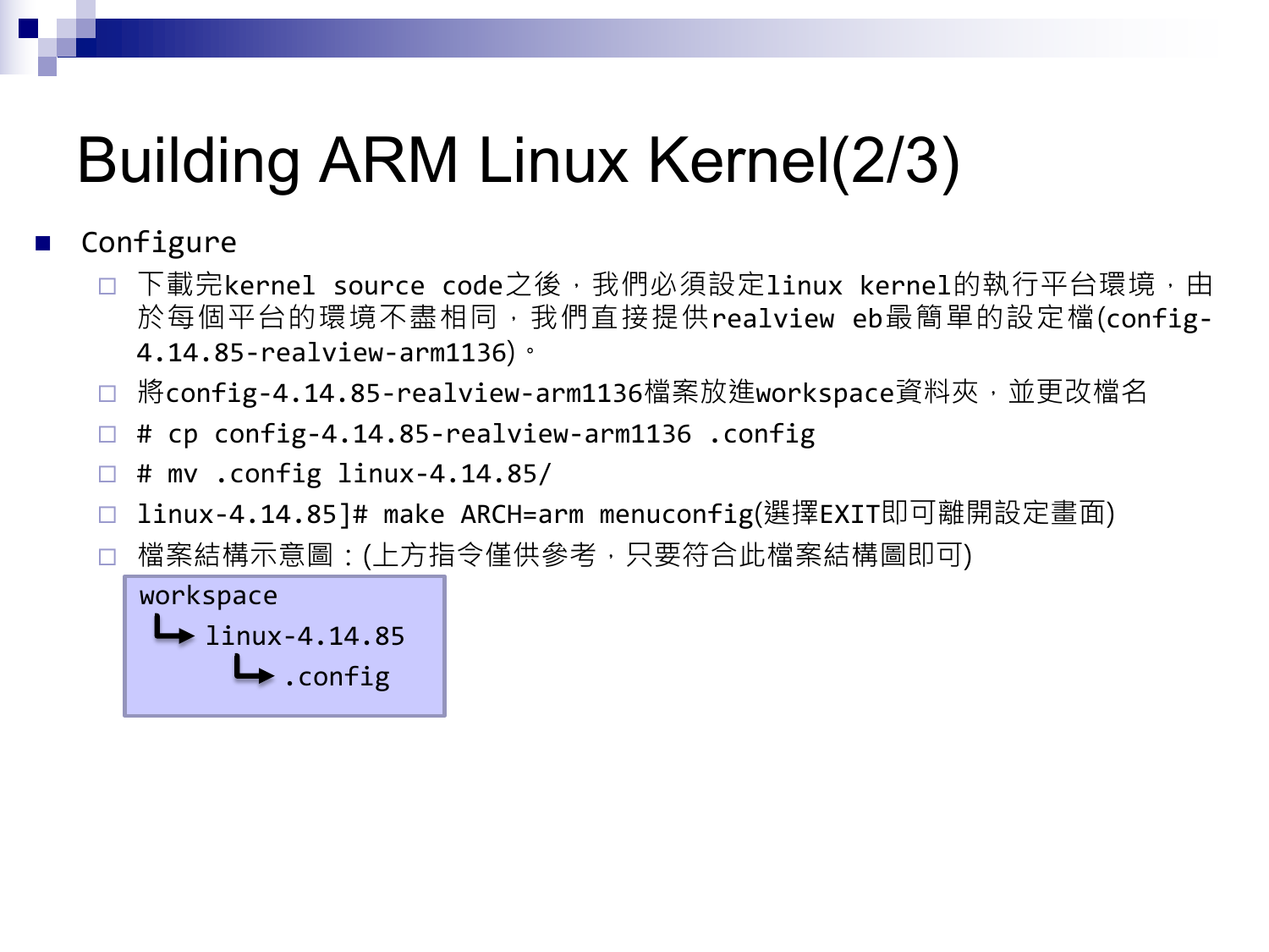# Building ARM Linux Kernel(2/3)

- Configure
  - 下載完kernel source code之後，我們必須設定linux kernel的執行平台環境，由於每個平台的環境不盡相同，我們直接提供realview eb最簡單的設定檔(config-4.14.85-realview-arm1136)。
  - 將config-4.14.85-realview-arm1136檔案放進workspace資料夾，並更改檔名
  - # cp config-4.14.85-realview-arm1136 .config
  - # mv .config linux-4.14.85/
  - linux-4.14.85]# make ARCH=arm menuconfig(選擇EXIT即可離開設定畫面)
  - 檔案結構示意圖：(上方指令僅供參考，只要符合此檔案結構圖即可)

```
workspace
 └→ linux-4.14.85
      └→ .config
```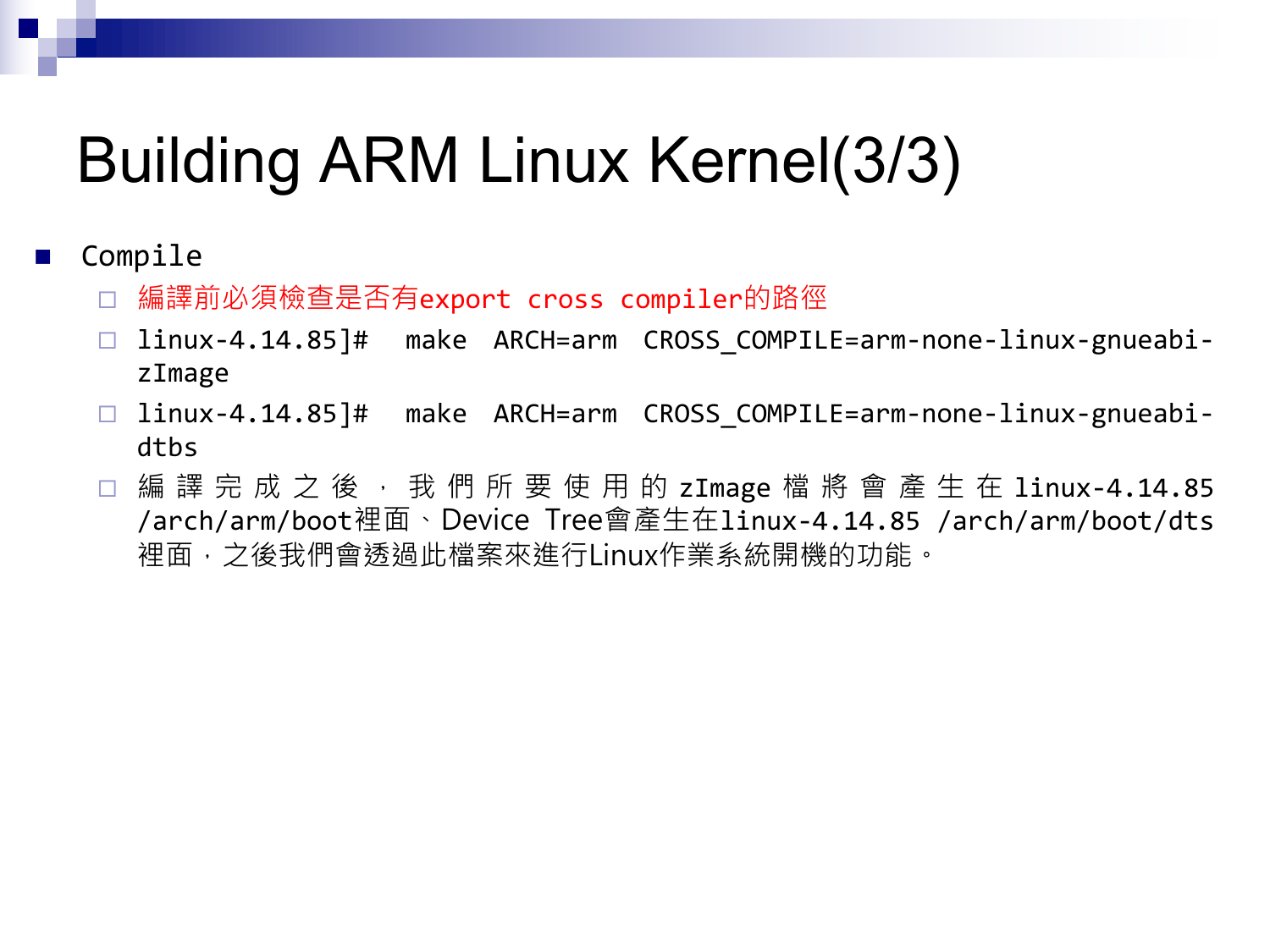# Building ARM Linux Kernel(3/3)

- Compile
  - 編譯前必須檢查是否有export cross compiler的路徑
  - linux-4.14.85]#  make  ARCH=arm  CROSS_COMPILE=arm-none-linux-gnueabi- zImage
  - linux-4.14.85]#  make  ARCH=arm  CROSS_COMPILE=arm-none-linux-gnueabi- dtbs
  - 編譯完成之後，我們所要使用的zImage檔將會產生在linux-4.14.85 /arch/arm/boot裡面、Device Tree會產生在linux-4.14.85 /arch/arm/boot/dts裡面，之後我們會透過此檔案來進行Linux作業系統開機的功能。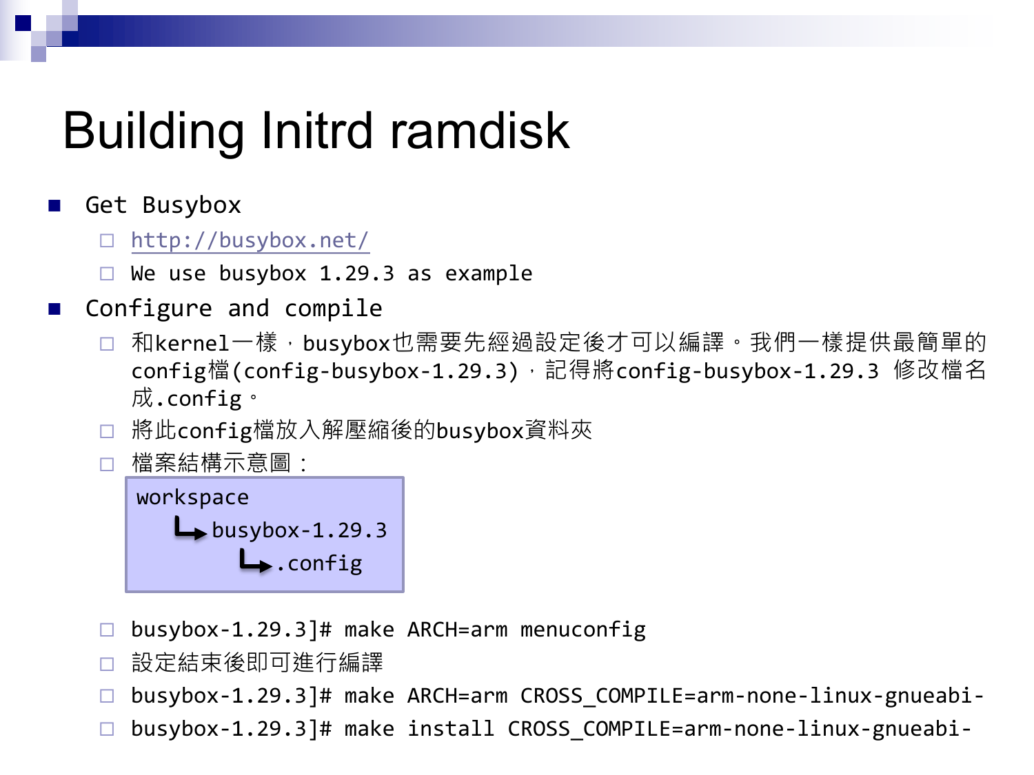# Building Initrd ramdisk

- Get Busybox
  - http://busybox.net/
  - We use busybox 1.29.3 as example
- Configure and compile
  - 和kernel一樣，busybox也需要先經過設定後才可以編譯。我們一樣提供最簡單的config檔(config-busybox-1.29.3)，記得將config-busybox-1.29.3 修改檔名成.config。
  - 將此config檔放入解壓縮後的busybox資料夾
  - 檔案結構示意圖：

```
workspace
   └─▶ busybox-1.29.3
          └─▶ .config
```

  - busybox-1.29.3]# make ARCH=arm menuconfig
  - 設定結束後即可進行編譯
  - busybox-1.29.3]# make ARCH=arm CROSS_COMPILE=arm-none-linux-gnueabi-
  - busybox-1.29.3]# make install CROSS_COMPILE=arm-none-linux-gnueabi-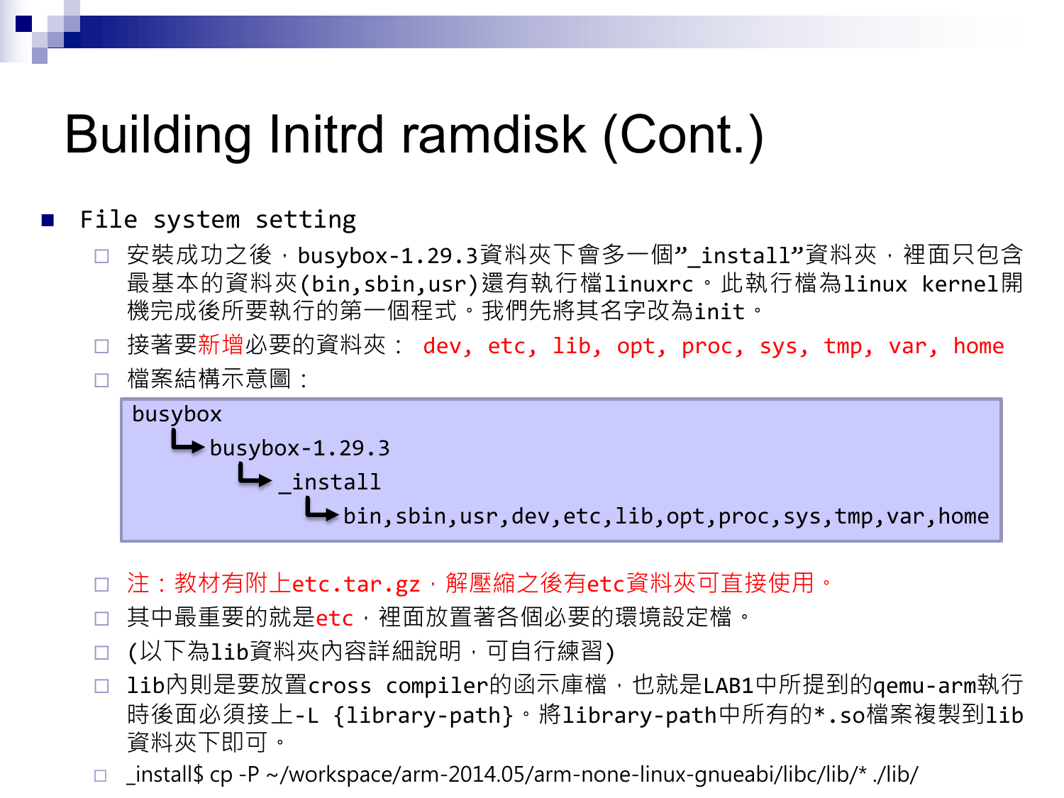# Building Initrd ramdisk (Cont.)

- File system setting
  - 安裝成功之後，busybox-1.29.3資料夾下會多一個"_install"資料夾，裡面只包含最基本的資料夾(bin,sbin,usr)還有執行檔linuxrc。此執行檔為linux kernel開機完成後所要執行的第一個程式。我們先將其名字改為init。
  - 接著要新增必要的資料夾： dev, etc, lib, opt, proc, sys, tmp, var, home
  - 檔案結構示意圖：

```
busybox
  └→ busybox-1.29.3
       └→ _install
            └→ bin,sbin,usr,dev,etc,lib,opt,proc,sys,tmp,var,home
```

  - 注：教材有附上etc.tar.gz，解壓縮之後有etc資料夾可直接使用。
  - 其中最重要的就是etc，裡面放置著各個必要的環境設定檔。
  - (以下為lib資料夾內容詳細說明，可自行練習)
  - lib內則是要放置cross compiler的函示庫檔，也就是LAB1中所提到的qemu-arm執行時後面必須接上-L {library-path}。將library-path中所有的*.so檔案複製到lib資料夾下即可。
  - _install$ cp -P ~/workspace/arm-2014.05/arm-none-linux-gnueabi/libc/lib/* ./lib/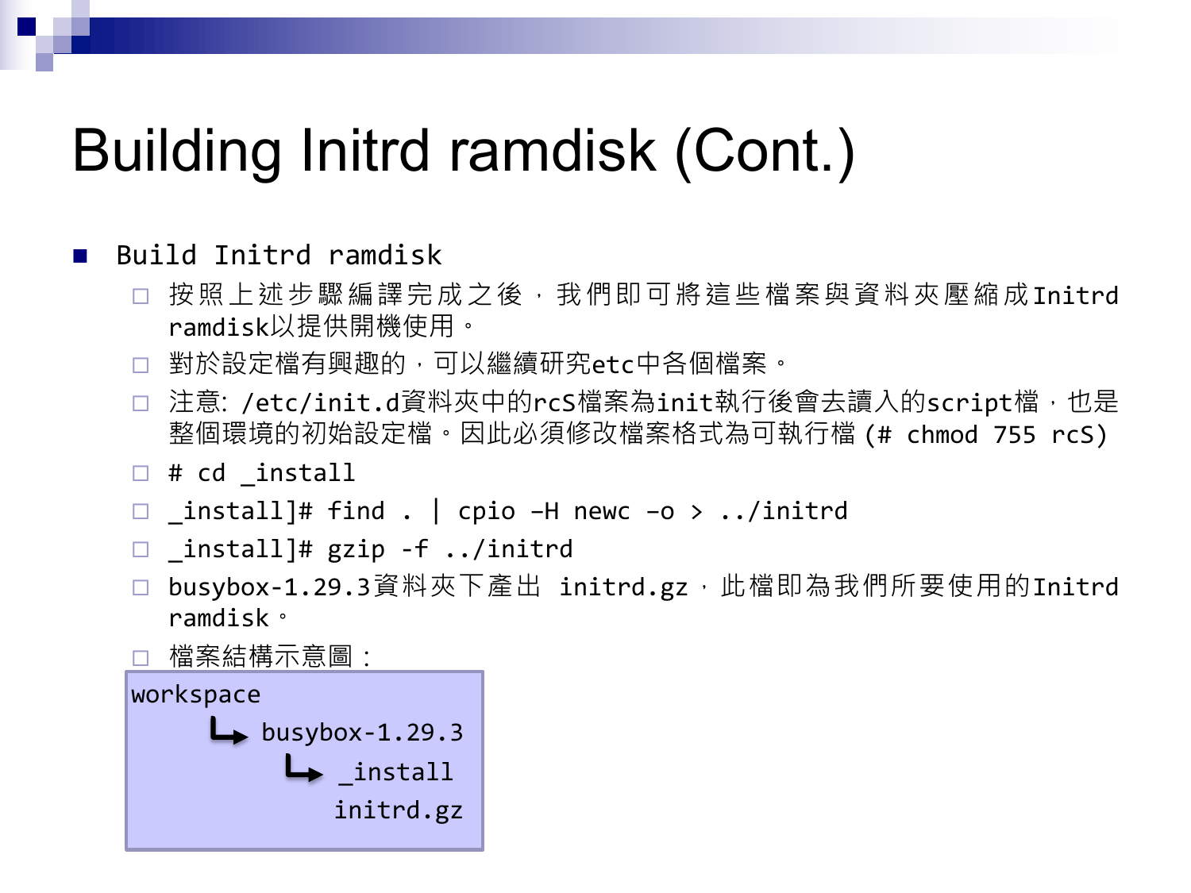# Building Initrd ramdisk (Cont.)

- Build Initrd ramdisk
  - 按照上述步驟編譯完成之後，我們即可將這些檔案與資料夾壓縮成Initrd ramdisk以提供開機使用。
  - 對於設定檔有興趣的，可以繼續研究etc中各個檔案。
  - 注意: /etc/init.d資料夾中的rcS檔案為init執行後會去讀入的script檔，也是整個環境的初始設定檔。因此必須修改檔案格式為可執行檔 (# chmod 755 rcS)
  - # cd _install
  - _install]# find . | cpio –H newc –o > ../initrd
  - _install]# gzip -f ../initrd
  - busybox-1.29.3資料夾下產出 initrd.gz，此檔即為我們所要使用的Initrd ramdisk。
  - 檔案結構示意圖：

```
workspace
    └→ busybox-1.29.3
           └→ _install
              initrd.gz
```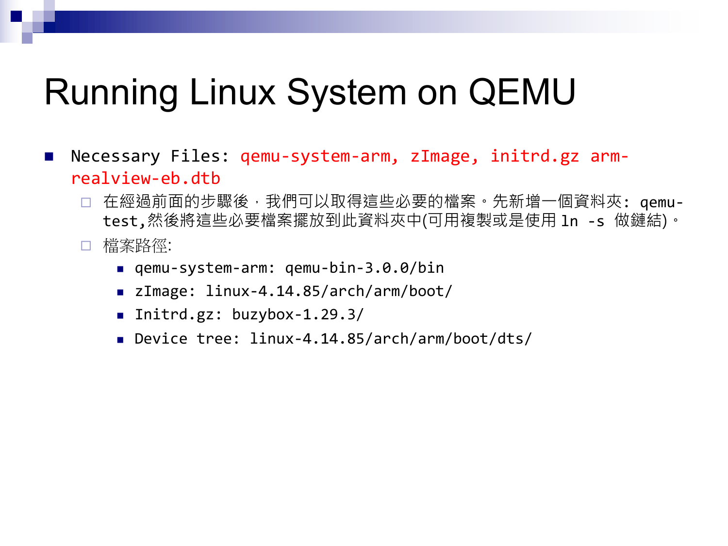# Running Linux System on QEMU

- Necessary Files: qemu-system-arm, zImage, initrd.gz arm-realview-eb.dtb
  - 在經過前面的步驟後，我們可以取得這些必要的檔案。先新增一個資料夾: qemu-test,然後將這些必要檔案擺放到此資料夾中(可用複製或是使用 ln -s 做鏈結)。
  - 檔案路徑:
    - qemu-system-arm: qemu-bin-3.0.0/bin
    - zImage: linux-4.14.85/arch/arm/boot/
    - Initrd.gz: buzybox-1.29.3/
    - Device tree: linux-4.14.85/arch/arm/boot/dts/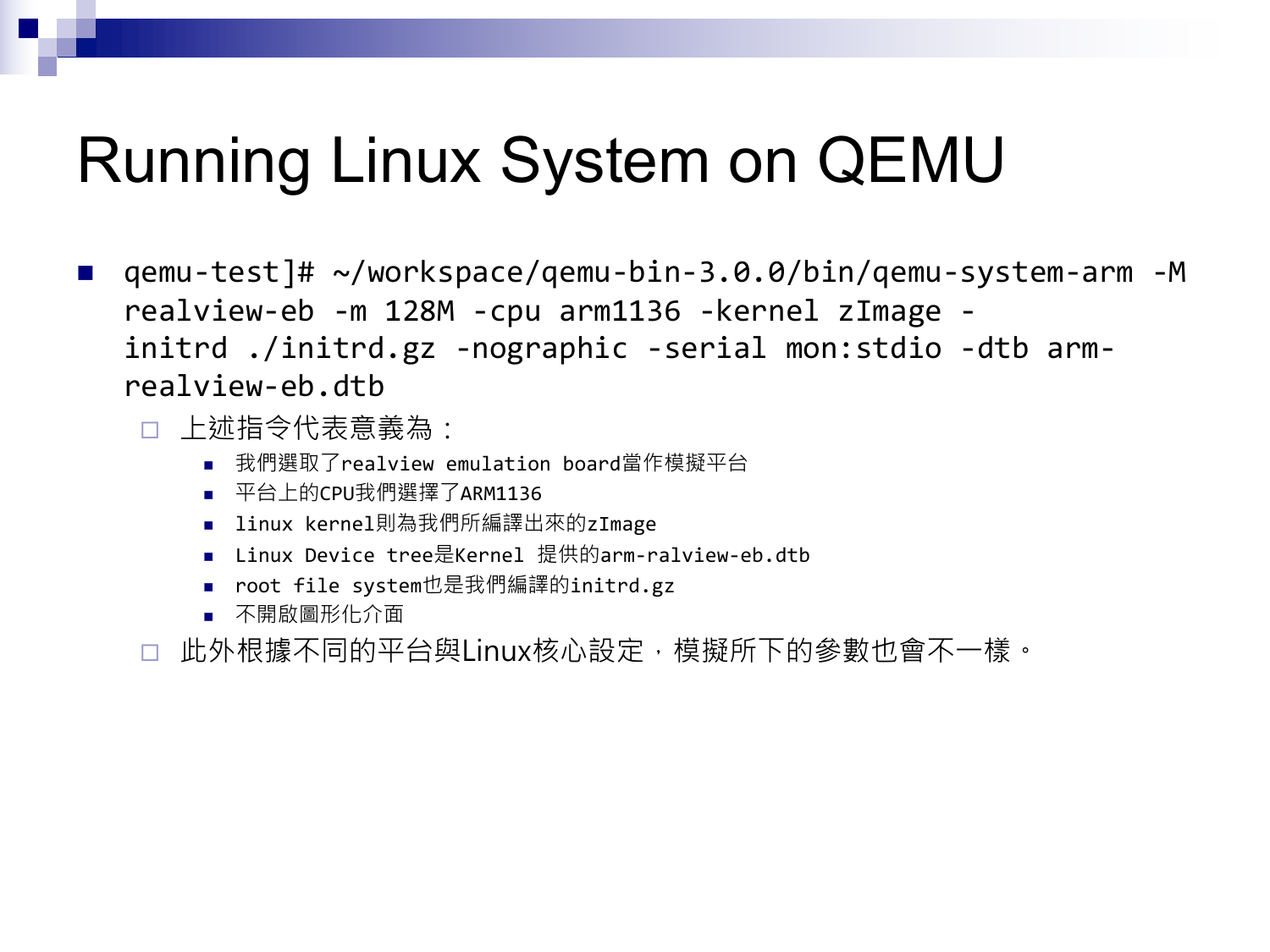# Running Linux System on QEMU

- qemu-test]# ~/workspace/qemu-bin-3.0.0/bin/qemu-system-arm -M realview-eb -m 128M -cpu arm1136 -kernel zImage -initrd ./initrd.gz -nographic -serial mon:stdio -dtb arm-realview-eb.dtb
  - 上述指令代表意義為：
    - 我們選取了realview emulation board當作模擬平台
    - 平台上的CPU我們選擇了ARM1136
    - linux kernel則為我們所編譯出來的zImage
    - Linux Device tree是Kernel 提供的arm-ralview-eb.dtb
    - root file system也是我們編譯的initrd.gz
    - 不開啟圖形化介面
  - 此外根據不同的平台與Linux核心設定，模擬所下的參數也會不一樣。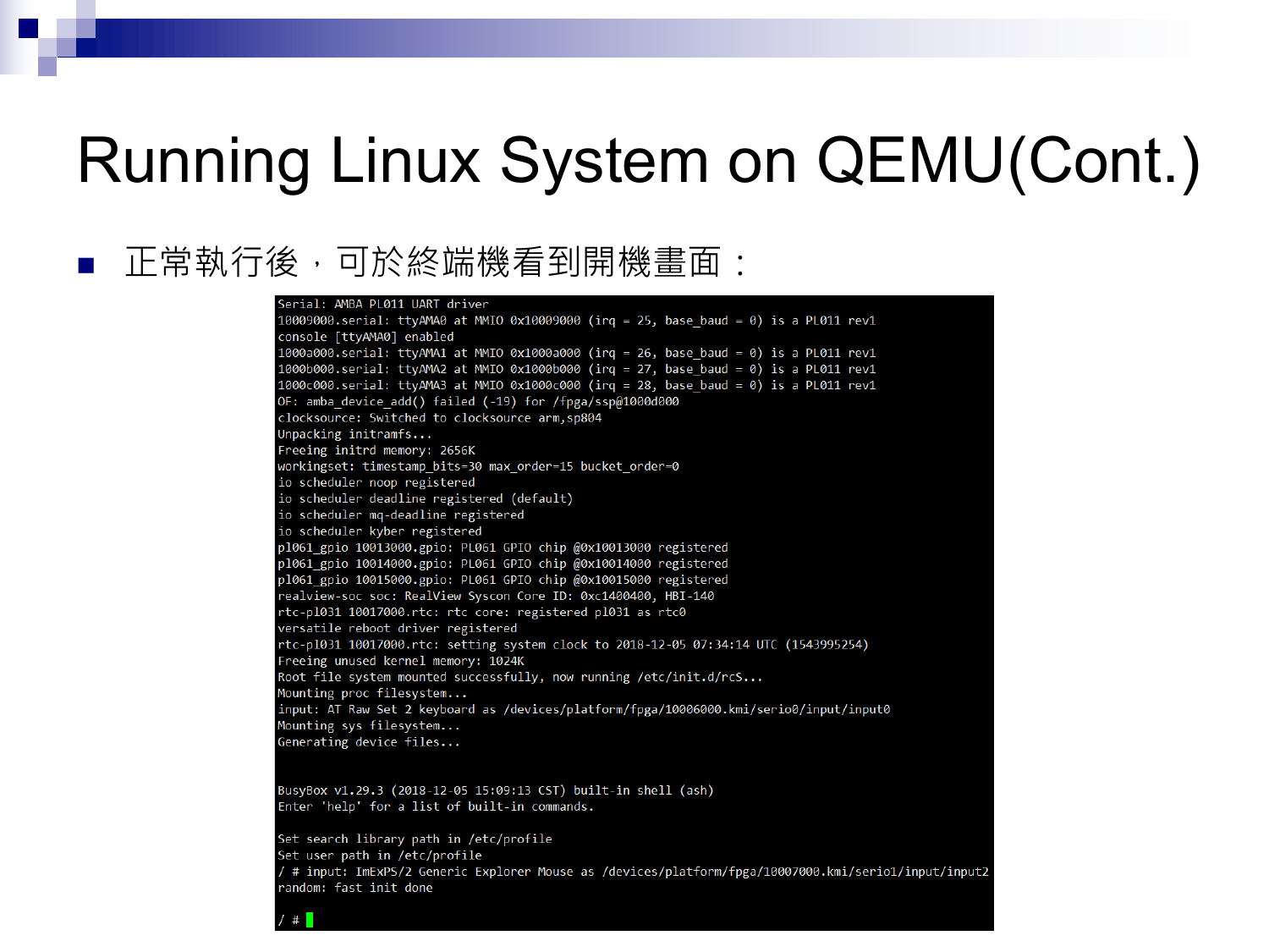# Running Linux System on QEMU(Cont.)

- 正常執行後，可於終端機看到開機畫面：

```
Serial: AMBA PL011 UART driver
10009000.serial: ttyAMA0 at MMIO 0x10009000 (irq = 25, base_baud = 0) is a PL011 rev1
console [ttyAMA0] enabled
1000a000.serial: ttyAMA1 at MMIO 0x1000a000 (irq = 26, base_baud = 0) is a PL011 rev1
1000b000.serial: ttyAMA2 at MMIO 0x1000b000 (irq = 27, base_baud = 0) is a PL011 rev1
1000c000.serial: ttyAMA3 at MMIO 0x1000c000 (irq = 28, base_baud = 0) is a PL011 rev1
OF: amba_device_add() failed (-19) for /fpga/ssp@1000d000
clocksource: Switched to clocksource arm,sp804
Unpacking initramfs...
Freeing initrd memory: 2656K
workingset: timestamp_bits=30 max_order=15 bucket_order=0
io scheduler noop registered
io scheduler deadline registered (default)
io scheduler mq-deadline registered
io scheduler kyber registered
pl061_gpio 10013000.gpio: PL061 GPIO chip @0x10013000 registered
pl061_gpio 10014000.gpio: PL061 GPIO chip @0x10014000 registered
pl061_gpio 10015000.gpio: PL061 GPIO chip @0x10015000 registered
realview-soc soc: RealView Syscon Core ID: 0xc1400400, HBI-140
rtc-pl031 10017000.rtc: rtc core: registered pl031 as rtc0
versatile reboot driver registered
rtc-pl031 10017000.rtc: setting system clock to 2018-12-05 07:34:14 UTC (1543995254)
Freeing unused kernel memory: 1024K
Root file system mounted successfully, now running /etc/init.d/rcS...
Mounting proc filesystem...
input: AT Raw Set 2 keyboard as /devices/platform/fpga/10006000.kmi/serio0/input/input0
Mounting sys filesystem...
Generating device files...


BusyBox v1.29.3 (2018-12-05 15:09:13 CST) built-in shell (ash)
Enter 'help' for a list of built-in commands.

Set search library path in /etc/profile
Set user path in /etc/profile
/ # input: ImExPS/2 Generic Explorer Mouse as /devices/platform/fpga/10007000.kmi/serio1/input/input2
random: fast init done

/ #
```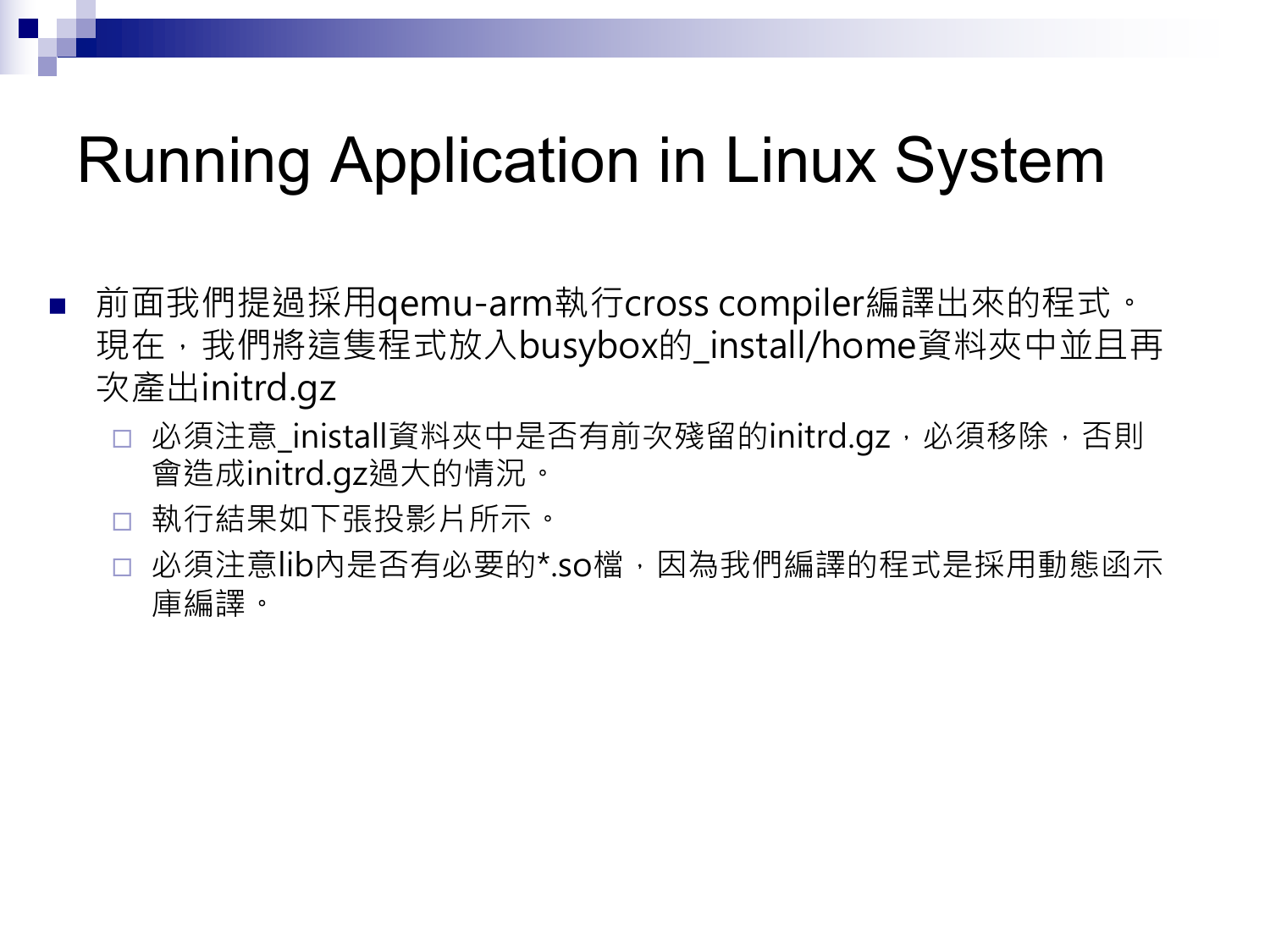# Running Application in Linux System

- 前面我們提過採用qemu-arm執行cross compiler編譯出來的程式。現在，我們將這隻程式放入busybox的_install/home資料夾中並且再次產出initrd.gz
  - 必須注意_inistall資料夾中是否有前次殘留的initrd.gz，必須移除，否則會造成initrd.gz過大的情況。
  - 執行結果如下張投影片所示。
  - 必須注意lib內是否有必要的*.so檔，因為我們編譯的程式是採用動態函示庫編譯。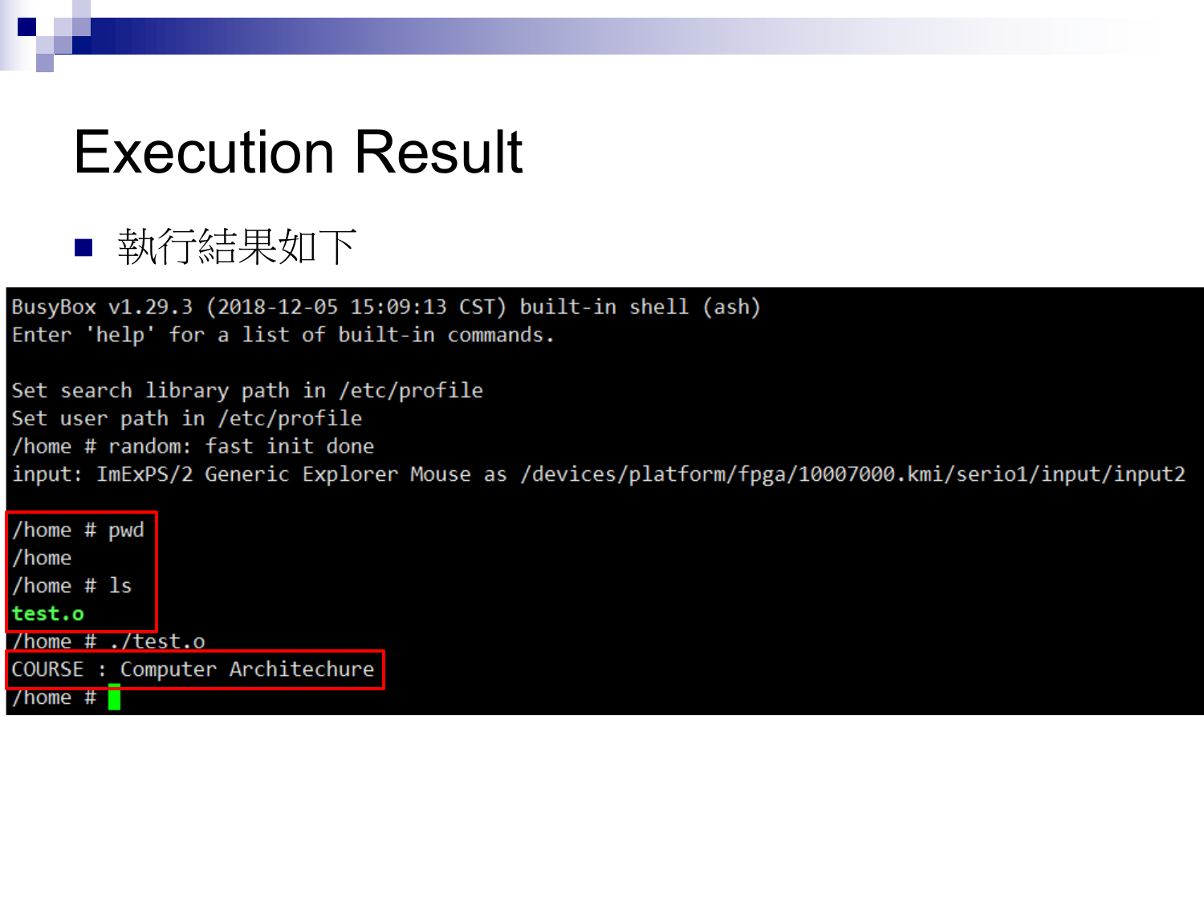# Execution Result

- 執行結果如下

```
BusyBox v1.29.3 (2018-12-05 15:09:13 CST) built-in shell (ash)
Enter 'help' for a list of built-in commands.

Set search library path in /etc/profile
Set user path in /etc/profile
/home # random: fast init done
input: ImExPS/2 Generic Explorer Mouse as /devices/platform/fpga/10007000.kmi/serio1/input/input2

/home # pwd
/home
/home # ls
test.o
/home # ./test.o
COURSE : Computer Architechure
/home #
```